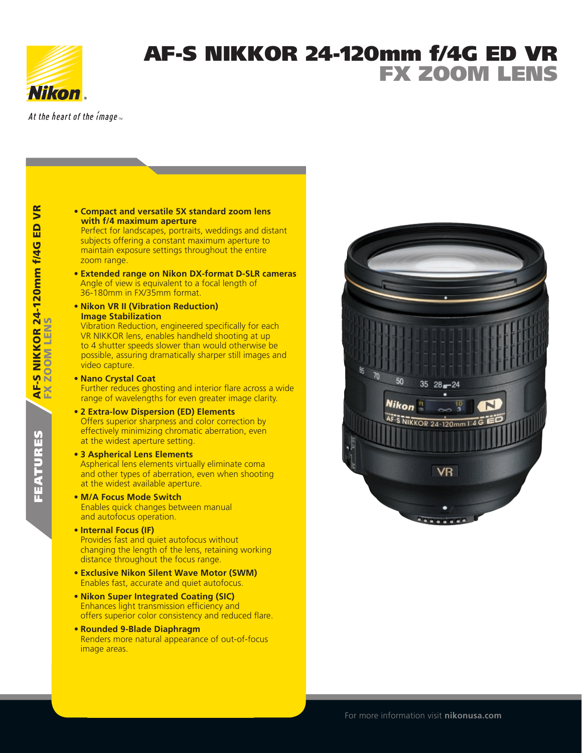Nikon

*At the heart of the image*™

# AF-S NIKKOR 24-120mm f/4G ED VR

## FX ZOOM LENS

## FEATURES

AF-S NIKKOR 24-120mm f/4G ED VR
FX ZOOM LENS

- **Compact and versatile 5X standard zoom lens with f/4 maximum aperture**
  Perfect for landscapes, portraits, weddings and distant subjects offering a constant maximum aperture to maintain exposure settings throughout the entire zoom range.
- **Extended range on Nikon DX-format D-SLR cameras**
  Angle of view is equivalent to a focal length of 36-180mm in FX/35mm format.
- **Nikon VR II (Vibration Reduction) Image Stabilization**
  Vibration Reduction, engineered specifically for each VR NIKKOR lens, enables handheld shooting at up to 4 shutter speeds slower than would otherwise be possible, assuring dramatically sharper still images and video capture.
- **Nano Crystal Coat**
  Further reduces ghosting and interior flare across a wide range of wavelengths for even greater image clarity.
- **2 Extra-low Dispersion (ED) Elements**
  Offers superior sharpness and color correction by effectively minimizing chromatic aberration, even at the widest aperture setting.
- **3 Aspherical Lens Elements**
  Aspherical lens elements virtually eliminate coma and other types of aberration, even when shooting at the widest available aperture.
- **M/A Focus Mode Switch**
  Enables quick changes between manual and autofocus operation.
- **Internal Focus (IF)**
  Provides fast and quiet autofocus without changing the length of the lens, retaining working distance throughout the focus range.
- **Exclusive Nikon Silent Wave Motor (SWM)**
  Enables fast, accurate and quiet autofocus.
- **Nikon Super Integrated Coating (SIC)**
  Enhances light transmission efficiency and offers superior color consistency and reduced flare.
- **Rounded 9-Blade Diaphragm**
  Renders more natural appearance of out-of-focus image areas.

For more information visit **nikonusa.com**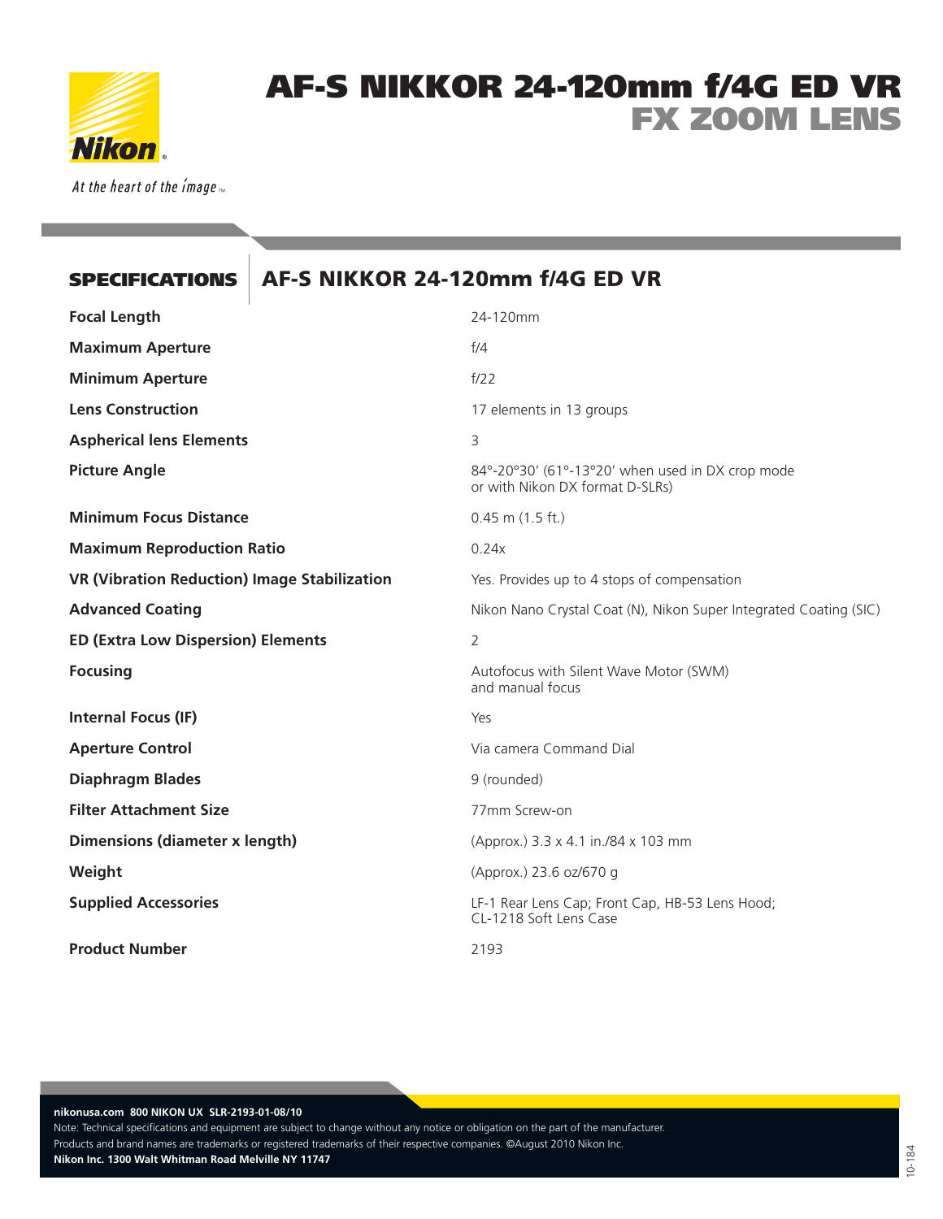Nikon

At the heart of the image™

# AF-S NIKKOR 24-120mm f/4G ED VR
## FX ZOOM LENS

## SPECIFICATIONS | AF-S NIKKOR 24-120mm f/4G ED VR

| | |
|---|---|
| **Focal Length** | 24-120mm |
| **Maximum Aperture** | f/4 |
| **Minimum Aperture** | f/22 |
| **Lens Construction** | 17 elements in 13 groups |
| **Aspherical lens Elements** | 3 |
| **Picture Angle** | 84°-20°30′ (61°-13°20′ when used in DX crop mode or with Nikon DX format D-SLRs) |
| **Minimum Focus Distance** | 0.45 m (1.5 ft.) |
| **Maximum Reproduction Ratio** | 0.24x |
| **VR (Vibration Reduction) Image Stabilization** | Yes. Provides up to 4 stops of compensation |
| **Advanced Coating** | Nikon Nano Crystal Coat (N), Nikon Super Integrated Coating (SIC) |
| **ED (Extra Low Dispersion) Elements** | 2 |
| **Focusing** | Autofocus with Silent Wave Motor (SWM) and manual focus |
| **Internal Focus (IF)** | Yes |
| **Aperture Control** | Via camera Command Dial |
| **Diaphragm Blades** | 9 (rounded) |
| **Filter Attachment Size** | 77mm Screw-on |
| **Dimensions (diameter x length)** | (Approx.) 3.3 x 4.1 in./84 x 103 mm |
| **Weight** | (Approx.) 23.6 oz/670 g |
| **Supplied Accessories** | LF-1 Rear Lens Cap; Front Cap, HB-53 Lens Hood; CL-1218 Soft Lens Case |
| **Product Number** | 2193 |

**nikonusa.com 800 NIKON UX SLR-2193-01-08/10**

Note: Technical specifications and equipment are subject to change without any notice or obligation on the part of the manufacturer.
Products and brand names are trademarks or registered trademarks of their respective companies. ©August 2010 Nikon Inc.

**Nikon Inc. 1300 Walt Whitman Road Melville NY 11747**

10-184